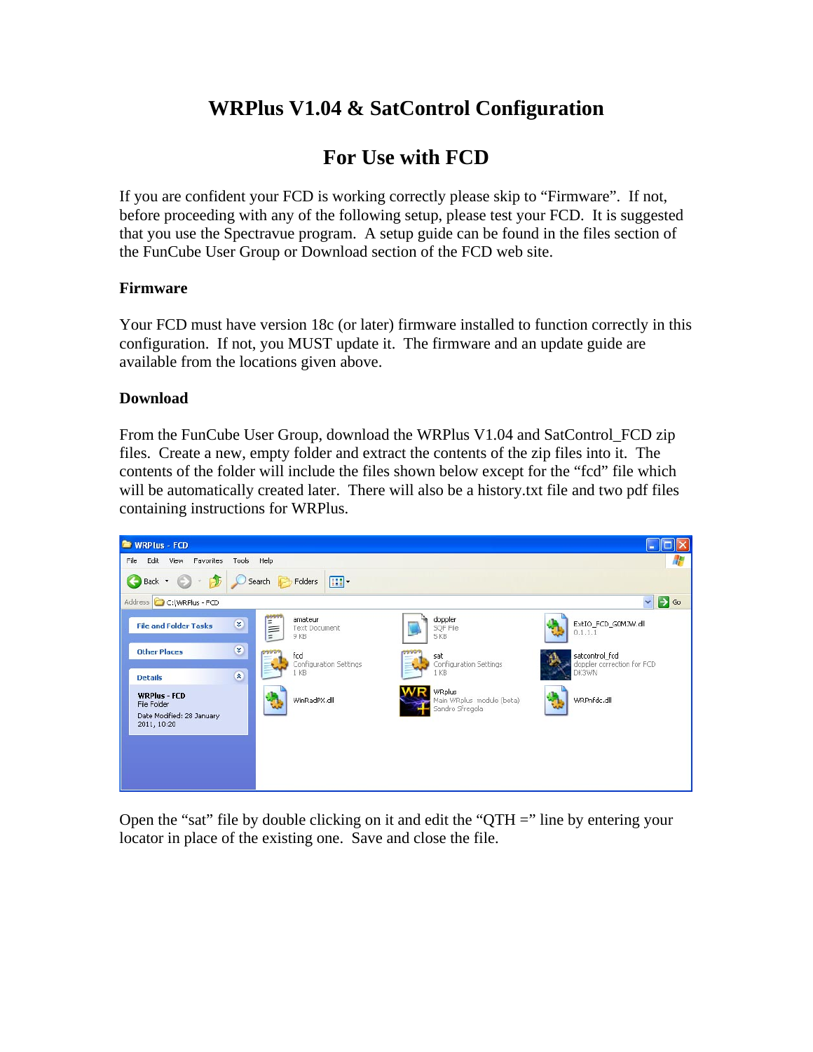# WRPlus V1.04 & SatControl Configuration

# For Use with FCD

If you are confident your FCD is working correctly please skip to "Firmware". If not, before proceeding with any of the following setup, please test your FCD. It is suggested that you use the Spectravue program. A setup guide can be found in the files section of the FunCube User Group or Download section of the FCD web site.

### Firmware

Your FCD must have version 18c (or later) firmware installed to function correctly in this configuration. If not, you MUST update it. The firmware and an update guide are available from the locations given above.

### Download

From the FunCube User Group, download the WRPlus V1.04 and SatControl_FCD zip files. Create a new, empty folder and extract the contents of the zip files into it. The contents of the folder will include the files shown below except for the "fcd" file which will be automatically created later. There will also be a history.txt file and two pdf files containing instructions for WRPlus.

Open the "sat" file by double clicking on it and edit the "QTH =" line by entering your locator in place of the existing one. Save and close the file.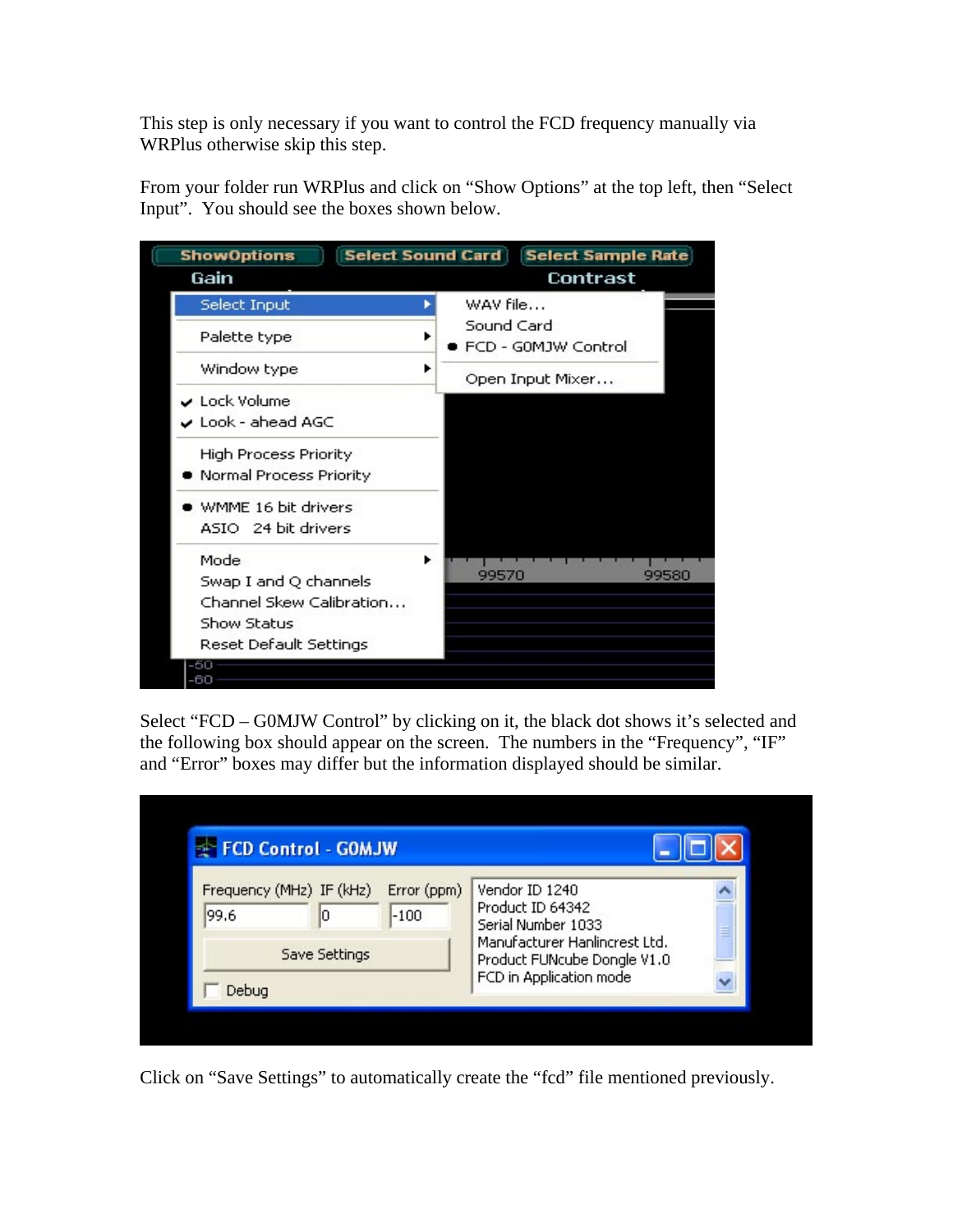This step is only necessary if you want to control the FCD frequency manually via WRPlus otherwise skip this step.

From your folder run WRPlus and click on "Show Options" at the top left, then "Select Input". You should see the boxes shown below.

Select "FCD – G0MJW Control" by clicking on it, the black dot shows it's selected and the following box should appear on the screen. The numbers in the "Frequency", "IF" and "Error" boxes may differ but the information displayed should be similar.

Click on "Save Settings" to automatically create the "fcd" file mentioned previously.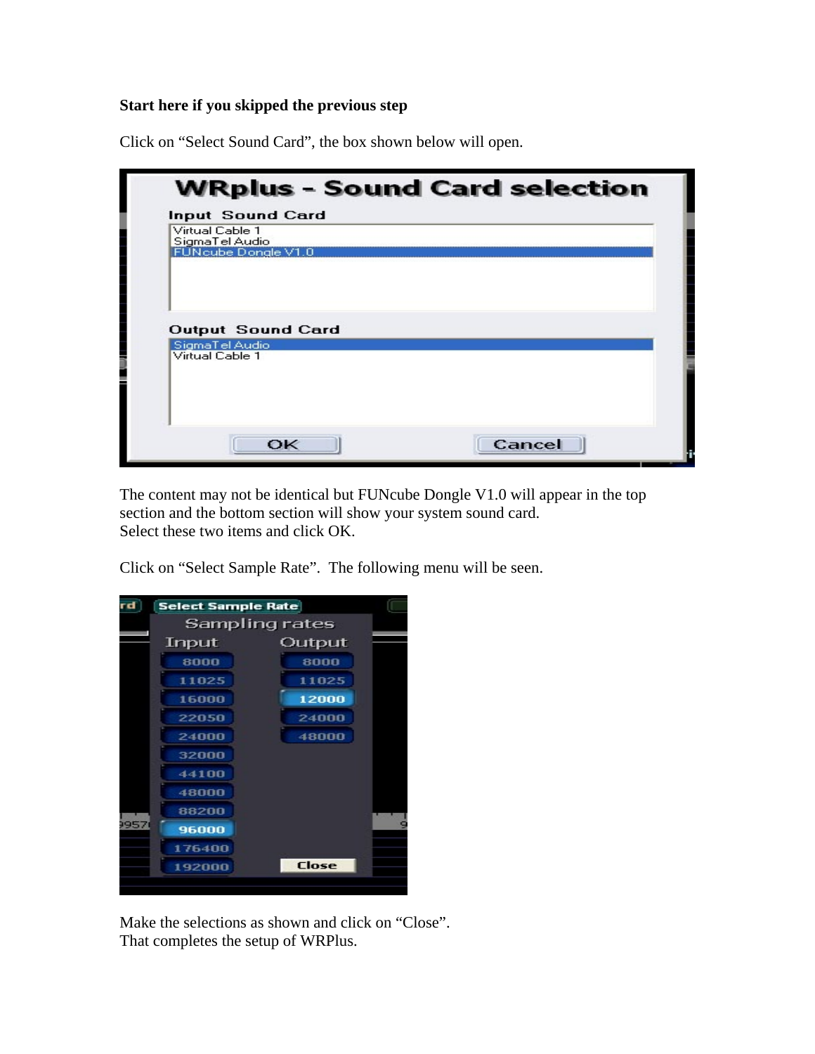**Start here if you skipped the previous step**

Click on “Select Sound Card”, the box shown below will open.

The content may not be identical but FUNcube Dongle V1.0 will appear in the top section and the bottom section will show your system sound card.
Select these two items and click OK.

Click on “Select Sample Rate”. The following menu will be seen.

Make the selections as shown and click on “Close”.
That completes the setup of WRPlus.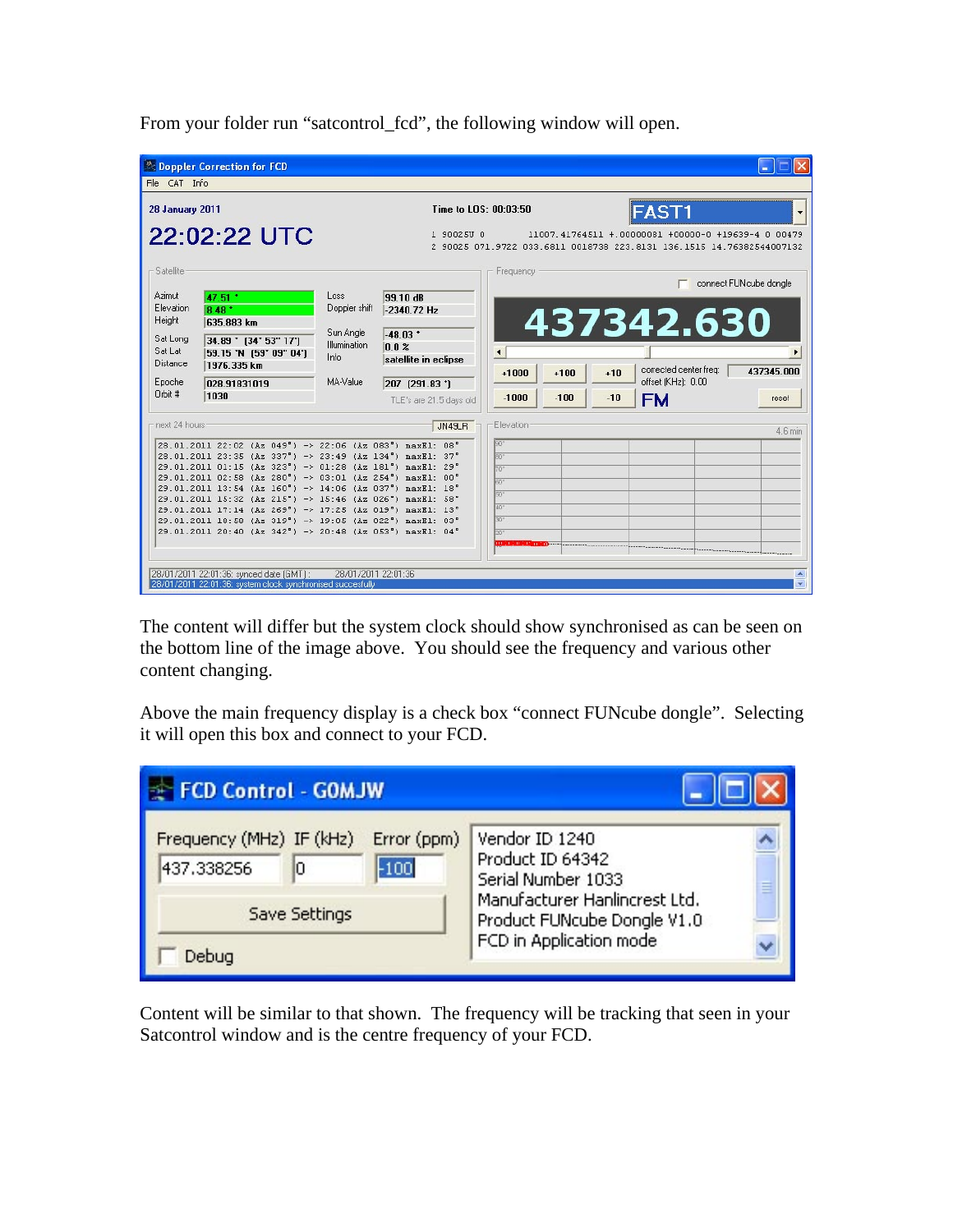From your folder run "satcontrol_fcd", the following window will open.

The content will differ but the system clock should show synchronised as can be seen on the bottom line of the image above. You should see the frequency and various other content changing.

Above the main frequency display is a check box "connect FUNcube dongle". Selecting it will open this box and connect to your FCD.

Content will be similar to that shown. The frequency will be tracking that seen in your Satcontrol window and is the centre frequency of your FCD.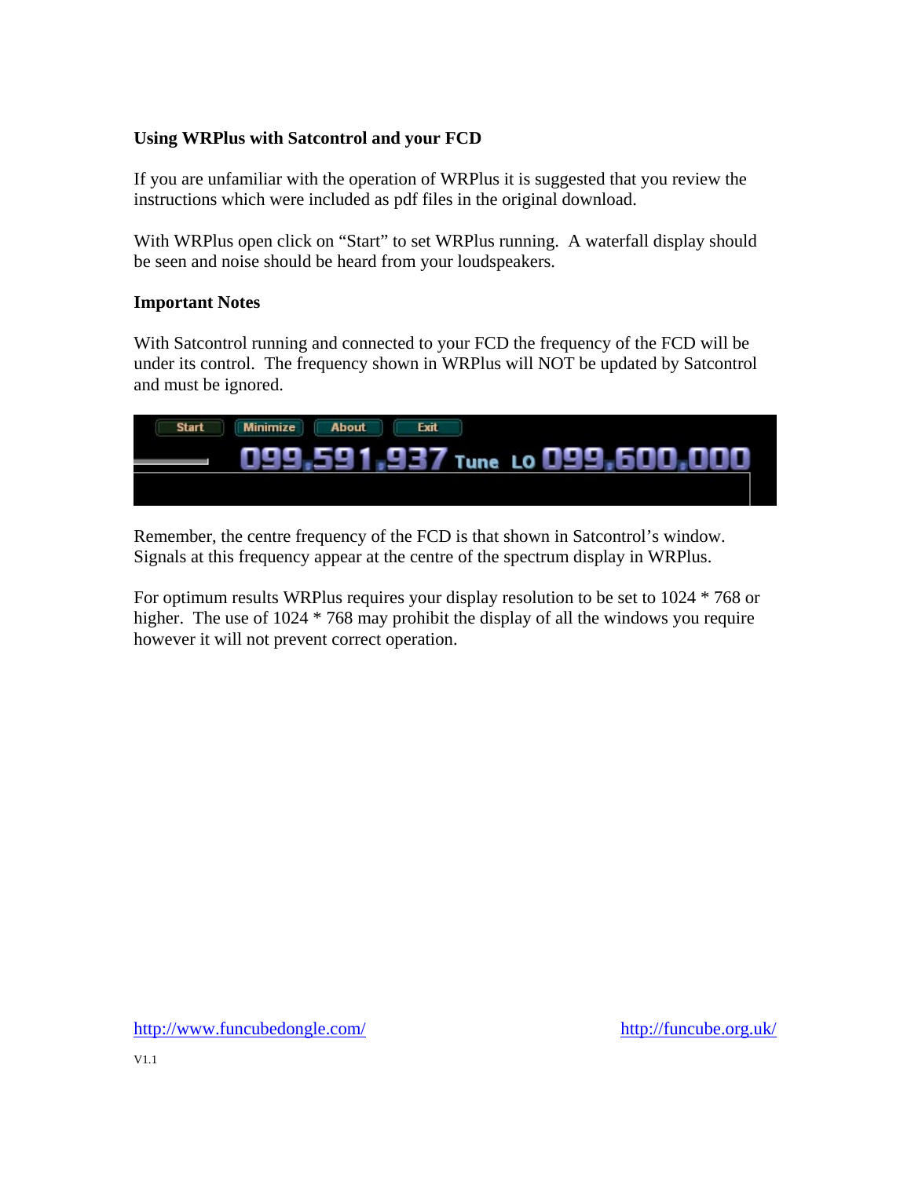### Using WRPlus with Satcontrol and your FCD

If you are unfamiliar with the operation of WRPlus it is suggested that you review the instructions which were included as pdf files in the original download.

With WRPlus open click on “Start” to set WRPlus running. A waterfall display should be seen and noise should be heard from your loudspeakers.

### Important Notes

With Satcontrol running and connected to your FCD the frequency of the FCD will be under its control. The frequency shown in WRPlus will NOT be updated by Satcontrol and must be ignored.

Start Minimize About Exit

099,591,937 Tune LO 099,600,000

Remember, the centre frequency of the FCD is that shown in Satcontrol’s window. Signals at this frequency appear at the centre of the spectrum display in WRPlus.

For optimum results WRPlus requires your display resolution to be set to 1024 * 768 or higher. The use of 1024 * 768 may prohibit the display of all the windows you require however it will not prevent correct operation.

http://www.funcubedongle.com/ http://funcube.org.uk/

V1.1